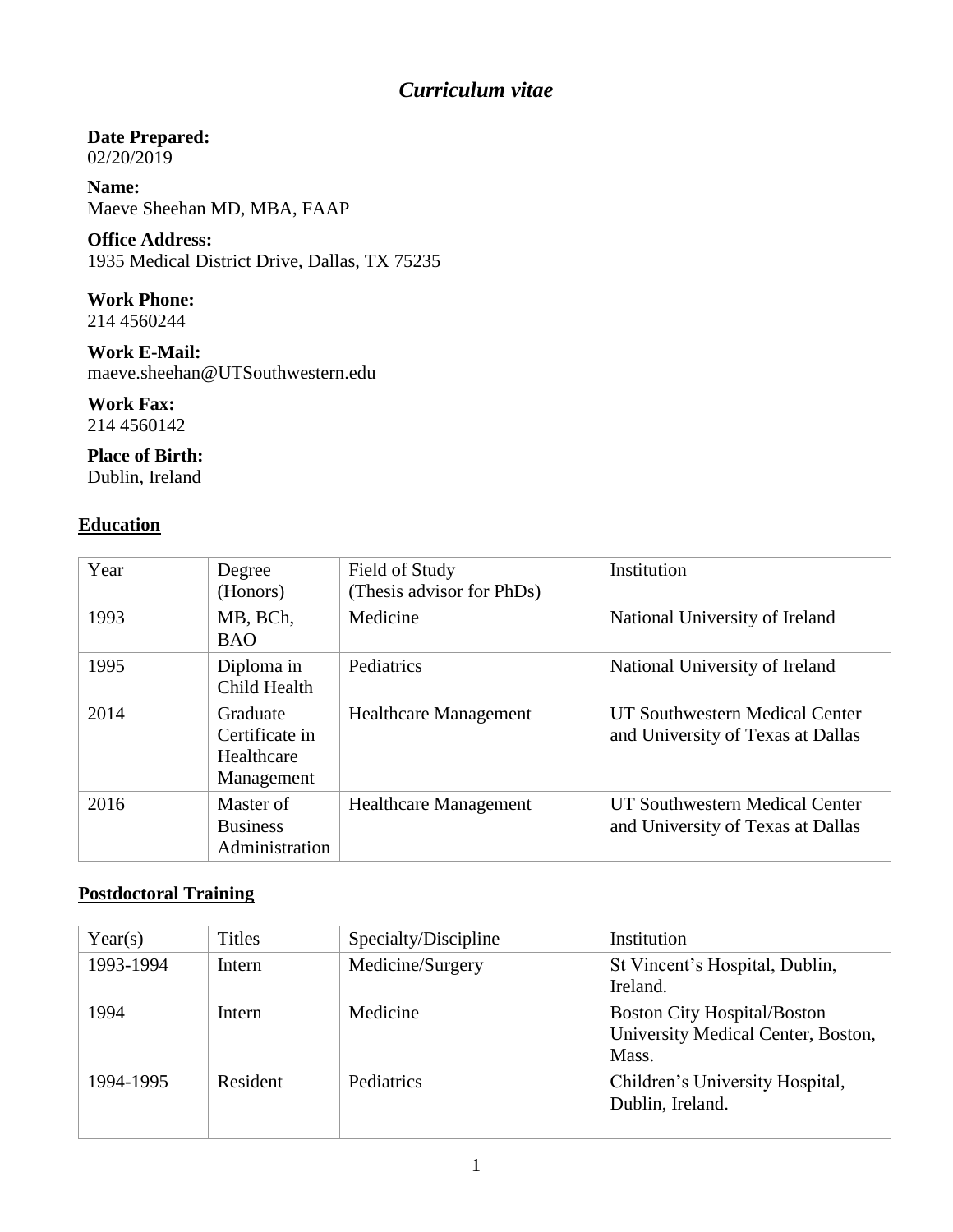# *Curriculum vitae*

**Date Prepared:**
02/20/2019

**Name:**
Maeve Sheehan MD, MBA, FAAP

**Office Address:**
1935 Medical District Drive, Dallas, TX 75235

**Work Phone:**
214 4560244

**Work E-Mail:**
maeve.sheehan@UTSouthwestern.edu

**Work Fax:**
214 4560142

**Place of Birth:**
Dublin, Ireland

## Education

| Year | Degree (Honors) | Field of Study (Thesis advisor for PhDs) | Institution |
|---|---|---|---|
| 1993 | MB, BCh, BAO | Medicine | National University of Ireland |
| 1995 | Diploma in Child Health | Pediatrics | National University of Ireland |
| 2014 | Graduate Certificate in Healthcare Management | Healthcare Management | UT Southwestern Medical Center and University of Texas at Dallas |
| 2016 | Master of Business Administration | Healthcare Management | UT Southwestern Medical Center and University of Texas at Dallas |

## Postdoctoral Training

| Year(s) | Titles | Specialty/Discipline | Institution |
|---|---|---|---|
| 1993-1994 | Intern | Medicine/Surgery | St Vincent's Hospital, Dublin, Ireland. |
| 1994 | Intern | Medicine | Boston City Hospital/Boston University Medical Center, Boston, Mass. |
| 1994-1995 | Resident | Pediatrics | Children's University Hospital, Dublin, Ireland. |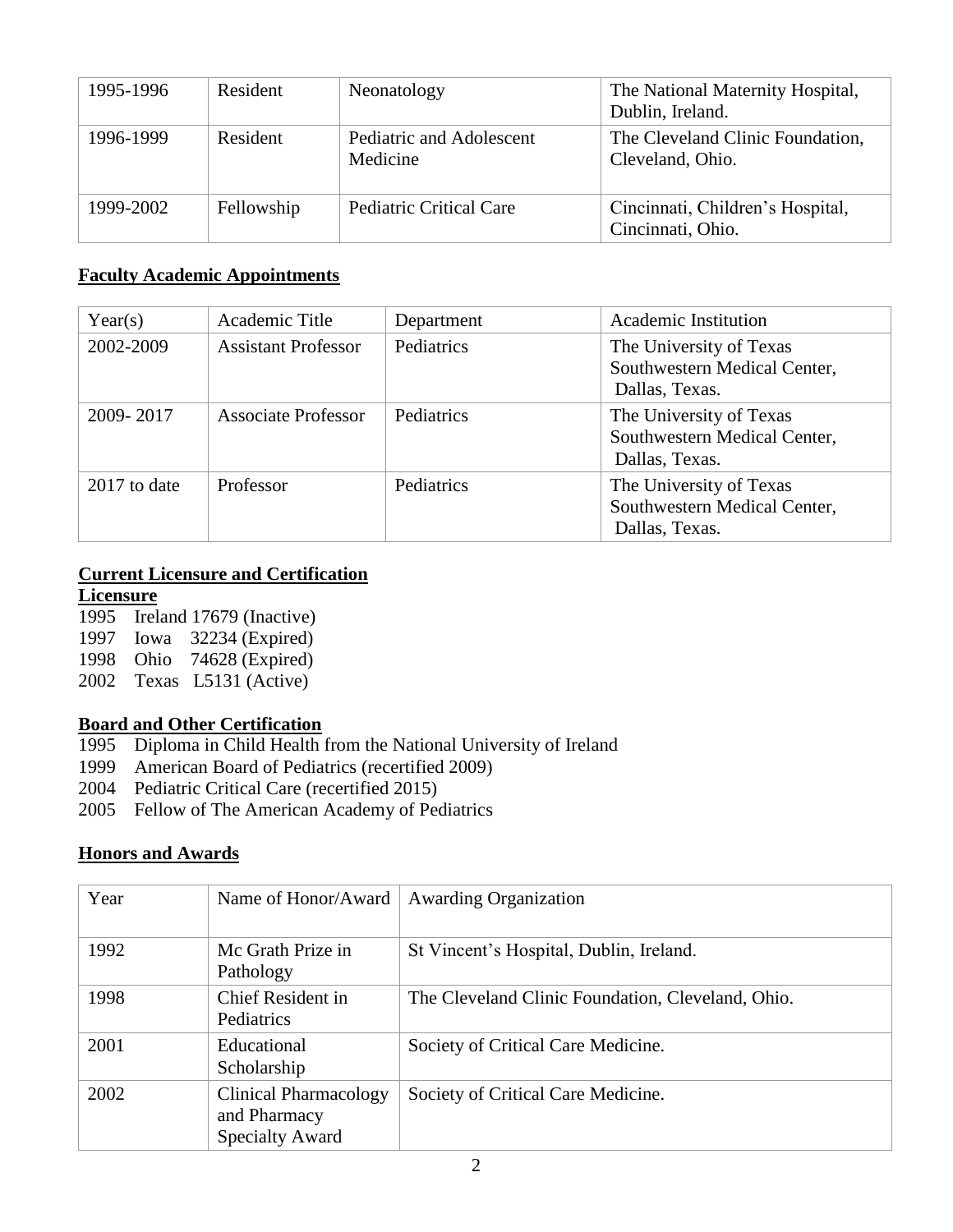| 1995-1996 | Resident | Neonatology | The National Maternity Hospital, Dublin, Ireland. |
|---|---|---|---|
| 1996-1999 | Resident | Pediatric and Adolescent Medicine | The Cleveland Clinic Foundation, Cleveland, Ohio. |
| 1999-2002 | Fellowship | Pediatric Critical Care | Cincinnati, Children's Hospital, Cincinnati, Ohio. |

**Faculty Academic Appointments**

| Year(s) | Academic Title | Department | Academic Institution |
|---|---|---|---|
| 2002-2009 | Assistant Professor | Pediatrics | The University of Texas Southwestern Medical Center, Dallas, Texas. |
| 2009- 2017 | Associate Professor | Pediatrics | The University of Texas Southwestern Medical Center, Dallas, Texas. |
| 2017 to date | Professor | Pediatrics | The University of Texas Southwestern Medical Center, Dallas, Texas. |

**Current Licensure and Certification**

**Licensure**

1995 Ireland 17679 (Inactive)
1997 Iowa 32234 (Expired)
1998 Ohio 74628 (Expired)
2002 Texas L5131 (Active)

**Board and Other Certification**

1995 Diploma in Child Health from the National University of Ireland
1999 American Board of Pediatrics (recertified 2009)
2004 Pediatric Critical Care (recertified 2015)
2005 Fellow of The American Academy of Pediatrics

**Honors and Awards**

| Year | Name of Honor/Award | Awarding Organization |
|---|---|---|
| 1992 | Mc Grath Prize in Pathology | St Vincent's Hospital, Dublin, Ireland. |
| 1998 | Chief Resident in Pediatrics | The Cleveland Clinic Foundation, Cleveland, Ohio. |
| 2001 | Educational Scholarship | Society of Critical Care Medicine. |
| 2002 | Clinical Pharmacology and Pharmacy Specialty Award | Society of Critical Care Medicine. |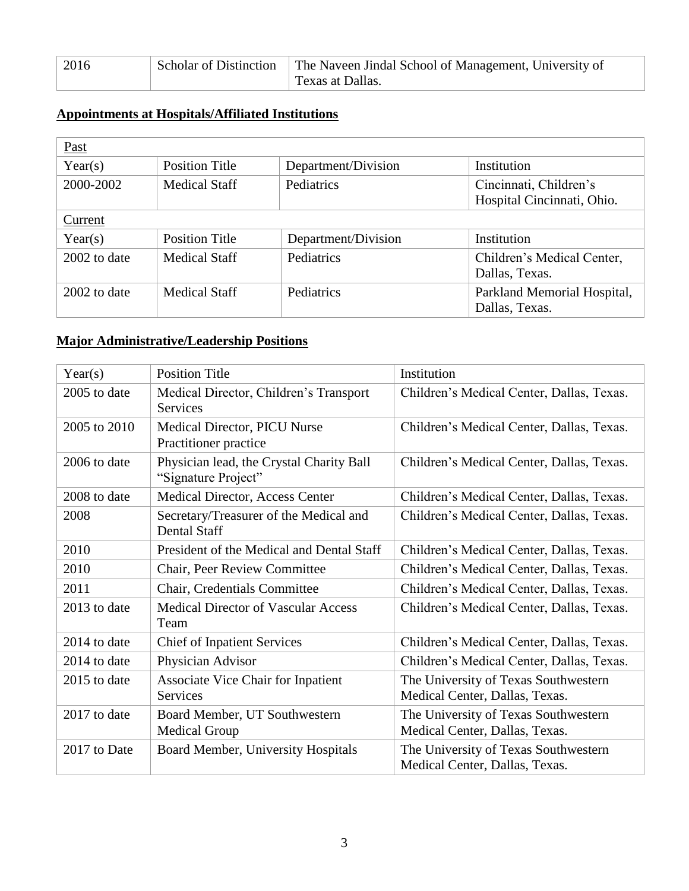| 2016 | Scholar of Distinction | The Naveen Jindal School of Management, University of Texas at Dallas. |
|---|---|---|

## **Appointments at Hospitals/Affiliated Institutions**

| Past | | | |
|---|---|---|---|
| Year(s) | Position Title | Department/Division | Institution |
| 2000-2002 | Medical Staff | Pediatrics | Cincinnati, Children's Hospital Cincinnati, Ohio. |
| Current | | | |
| Year(s) | Position Title | Department/Division | Institution |
| 2002 to date | Medical Staff | Pediatrics | Children's Medical Center, Dallas, Texas. |
| 2002 to date | Medical Staff | Pediatrics | Parkland Memorial Hospital, Dallas, Texas. |

## **Major Administrative/Leadership Positions**

| Year(s) | Position Title | Institution |
|---|---|---|
| 2005 to date | Medical Director, Children's Transport Services | Children's Medical Center, Dallas, Texas. |
| 2005 to 2010 | Medical Director, PICU Nurse Practitioner practice | Children's Medical Center, Dallas, Texas. |
| 2006 to date | Physician lead, the Crystal Charity Ball "Signature Project" | Children's Medical Center, Dallas, Texas. |
| 2008 to date | Medical Director, Access Center | Children's Medical Center, Dallas, Texas. |
| 2008 | Secretary/Treasurer of the Medical and Dental Staff | Children's Medical Center, Dallas, Texas. |
| 2010 | President of the Medical and Dental Staff | Children's Medical Center, Dallas, Texas. |
| 2010 | Chair, Peer Review Committee | Children's Medical Center, Dallas, Texas. |
| 2011 | Chair, Credentials Committee | Children's Medical Center, Dallas, Texas. |
| 2013 to date | Medical Director of Vascular Access Team | Children's Medical Center, Dallas, Texas. |
| 2014 to date | Chief of Inpatient Services | Children's Medical Center, Dallas, Texas. |
| 2014 to date | Physician Advisor | Children's Medical Center, Dallas, Texas. |
| 2015 to date | Associate Vice Chair for Inpatient Services | The University of Texas Southwestern Medical Center, Dallas, Texas. |
| 2017 to date | Board Member, UT Southwestern Medical Group | The University of Texas Southwestern Medical Center, Dallas, Texas. |
| 2017 to Date | Board Member, University Hospitals | The University of Texas Southwestern Medical Center, Dallas, Texas. |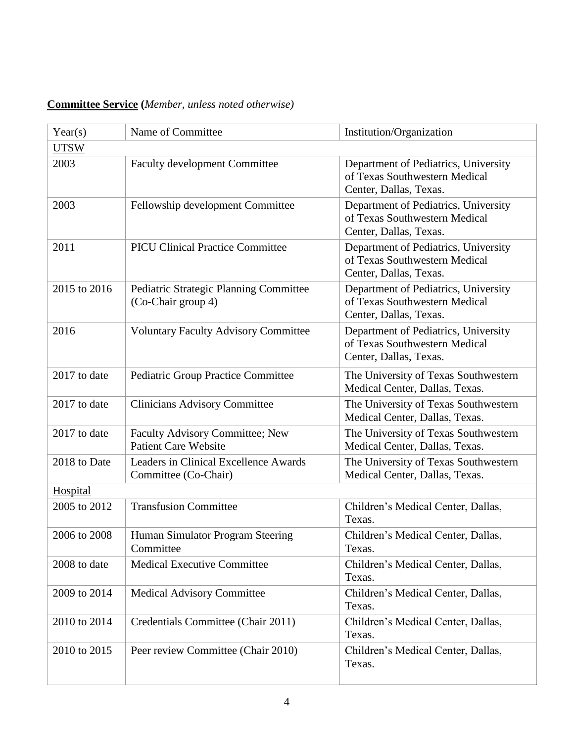**Committee Service** (*Member, unless noted otherwise)*

| Year(s) | Name of Committee | Institution/Organization |
|---|---|---|
| UTSW | | |
| 2003 | Faculty development Committee | Department of Pediatrics, University of Texas Southwestern Medical Center, Dallas, Texas. |
| 2003 | Fellowship development Committee | Department of Pediatrics, University of Texas Southwestern Medical Center, Dallas, Texas. |
| 2011 | PICU Clinical Practice Committee | Department of Pediatrics, University of Texas Southwestern Medical Center, Dallas, Texas. |
| 2015 to 2016 | Pediatric Strategic Planning Committee (Co-Chair group 4) | Department of Pediatrics, University of Texas Southwestern Medical Center, Dallas, Texas. |
| 2016 | Voluntary Faculty Advisory Committee | Department of Pediatrics, University of Texas Southwestern Medical Center, Dallas, Texas. |
| 2017 to date | Pediatric Group Practice Committee | The University of Texas Southwestern Medical Center, Dallas, Texas. |
| 2017 to date | Clinicians Advisory Committee | The University of Texas Southwestern Medical Center, Dallas, Texas. |
| 2017 to date | Faculty Advisory Committee; New Patient Care Website | The University of Texas Southwestern Medical Center, Dallas, Texas. |
| 2018 to Date | Leaders in Clinical Excellence Awards Committee (Co-Chair) | The University of Texas Southwestern Medical Center, Dallas, Texas. |
| Hospital | | |
| 2005 to 2012 | Transfusion Committee | Children's Medical Center, Dallas, Texas. |
| 2006 to 2008 | Human Simulator Program Steering Committee | Children's Medical Center, Dallas, Texas. |
| 2008 to date | Medical Executive Committee | Children's Medical Center, Dallas, Texas. |
| 2009 to 2014 | Medical Advisory Committee | Children's Medical Center, Dallas, Texas. |
| 2010 to 2014 | Credentials Committee (Chair 2011) | Children's Medical Center, Dallas, Texas. |
| 2010 to 2015 | Peer review Committee (Chair 2010) | Children's Medical Center, Dallas, Texas. |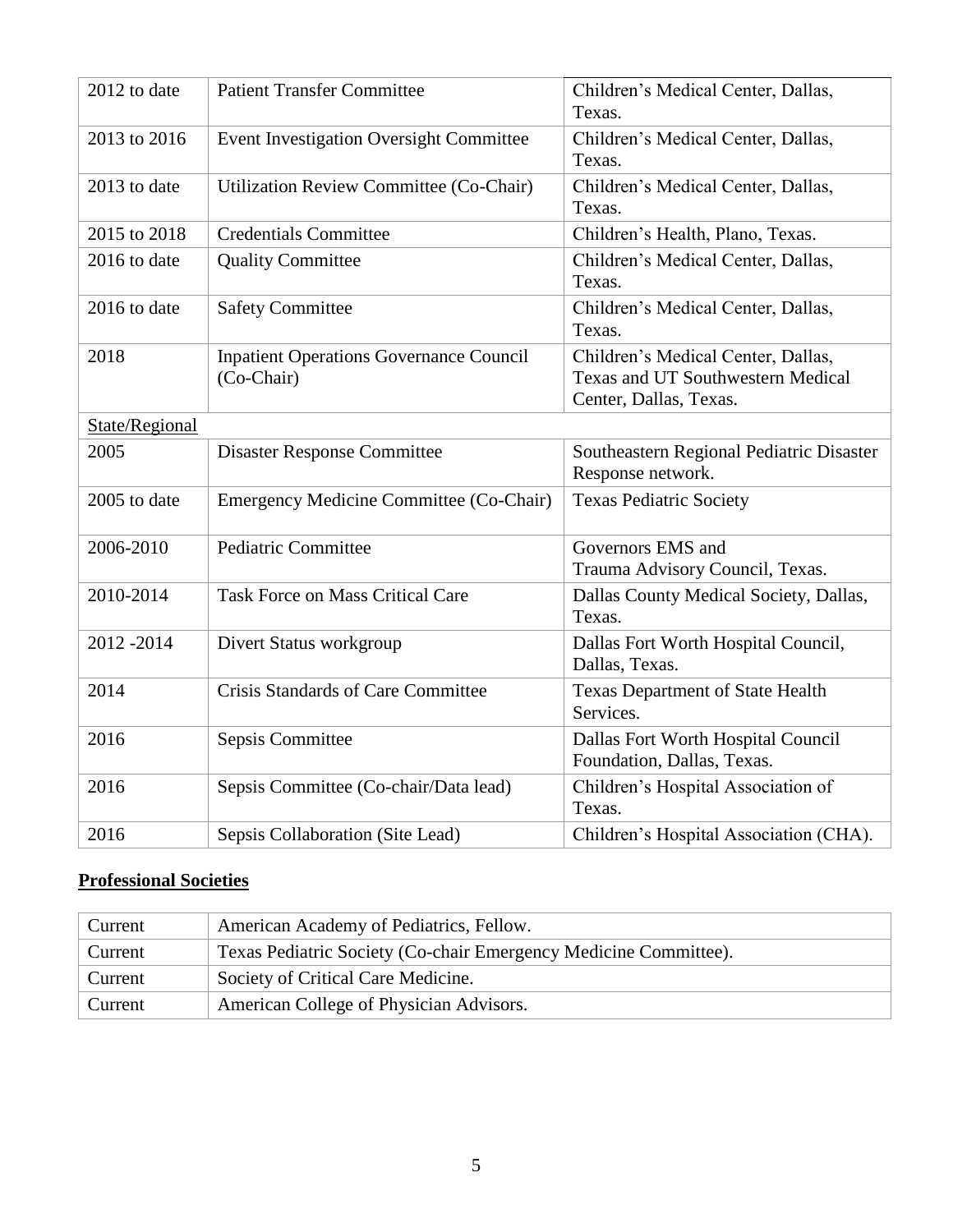| | | |
|---|---|---|
| 2012 to date | Patient Transfer Committee | Children's Medical Center, Dallas, Texas. |
| 2013 to 2016 | Event Investigation Oversight Committee | Children's Medical Center, Dallas, Texas. |
| 2013 to date | Utilization Review Committee (Co-Chair) | Children's Medical Center, Dallas, Texas. |
| 2015 to 2018 | Credentials Committee | Children's Health, Plano, Texas. |
| 2016 to date | Quality Committee | Children's Medical Center, Dallas, Texas. |
| 2016 to date | Safety Committee | Children's Medical Center, Dallas, Texas. |
| 2018 | Inpatient Operations Governance Council (Co-Chair) | Children's Medical Center, Dallas, Texas and UT Southwestern Medical Center, Dallas, Texas. |
| <u>State/Regional</u> | | |
| 2005 | Disaster Response Committee | Southeastern Regional Pediatric Disaster Response network. |
| 2005 to date | Emergency Medicine Committee (Co-Chair) | Texas Pediatric Society |
| 2006-2010 | Pediatric Committee | Governors EMS and Trauma Advisory Council, Texas. |
| 2010-2014 | Task Force on Mass Critical Care | Dallas County Medical Society, Dallas, Texas. |
| 2012 -2014 | Divert Status workgroup | Dallas Fort Worth Hospital Council, Dallas, Texas. |
| 2014 | Crisis Standards of Care Committee | Texas Department of State Health Services. |
| 2016 | Sepsis Committee | Dallas Fort Worth Hospital Council Foundation, Dallas, Texas. |
| 2016 | Sepsis Committee (Co-chair/Data lead) | Children's Hospital Association of Texas. |
| 2016 | Sepsis Collaboration (Site Lead) | Children's Hospital Association (CHA). |

## **<u>Professional Societies</u>**

| | |
|---|---|
| Current | American Academy of Pediatrics, Fellow. |
| Current | Texas Pediatric Society (Co-chair Emergency Medicine Committee). |
| Current | Society of Critical Care Medicine. |
| Current | American College of Physician Advisors. |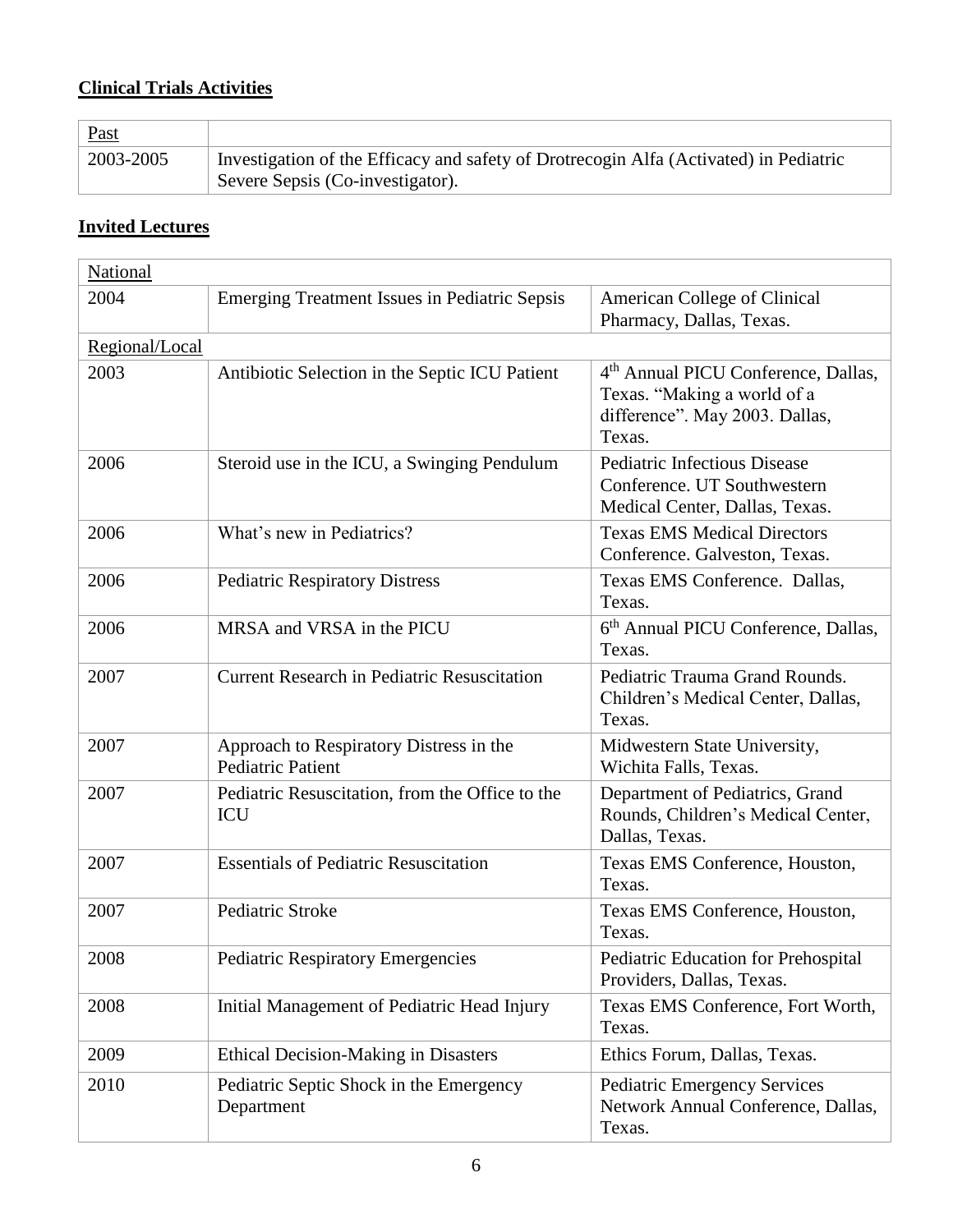## Clinical Trials Activities

| Past | |
|---|---|
| 2003-2005 | Investigation of the Efficacy and safety of Drotrecogin Alfa (Activated) in Pediatric Severe Sepsis (Co-investigator). |

## Invited Lectures

| National | | |
|---|---|---|
| 2004 | Emerging Treatment Issues in Pediatric Sepsis | American College of Clinical Pharmacy, Dallas, Texas. |
| Regional/Local | | |
| 2003 | Antibiotic Selection in the Septic ICU Patient | 4th Annual PICU Conference, Dallas, Texas. “Making a world of a difference”. May 2003. Dallas, Texas. |
| 2006 | Steroid use in the ICU, a Swinging Pendulum | Pediatric Infectious Disease Conference. UT Southwestern Medical Center, Dallas, Texas. |
| 2006 | What’s new in Pediatrics? | Texas EMS Medical Directors Conference. Galveston, Texas. |
| 2006 | Pediatric Respiratory Distress | Texas EMS Conference. Dallas, Texas. |
| 2006 | MRSA and VRSA in the PICU | 6th Annual PICU Conference, Dallas, Texas. |
| 2007 | Current Research in Pediatric Resuscitation | Pediatric Trauma Grand Rounds. Children’s Medical Center, Dallas, Texas. |
| 2007 | Approach to Respiratory Distress in the Pediatric Patient | Midwestern State University, Wichita Falls, Texas. |
| 2007 | Pediatric Resuscitation, from the Office to the ICU | Department of Pediatrics, Grand Rounds, Children’s Medical Center, Dallas, Texas. |
| 2007 | Essentials of Pediatric Resuscitation | Texas EMS Conference, Houston, Texas. |
| 2007 | Pediatric Stroke | Texas EMS Conference, Houston, Texas. |
| 2008 | Pediatric Respiratory Emergencies | Pediatric Education for Prehospital Providers, Dallas, Texas. |
| 2008 | Initial Management of Pediatric Head Injury | Texas EMS Conference, Fort Worth, Texas. |
| 2009 | Ethical Decision-Making in Disasters | Ethics Forum, Dallas, Texas. |
| 2010 | Pediatric Septic Shock in the Emergency Department | Pediatric Emergency Services Network Annual Conference, Dallas, Texas. |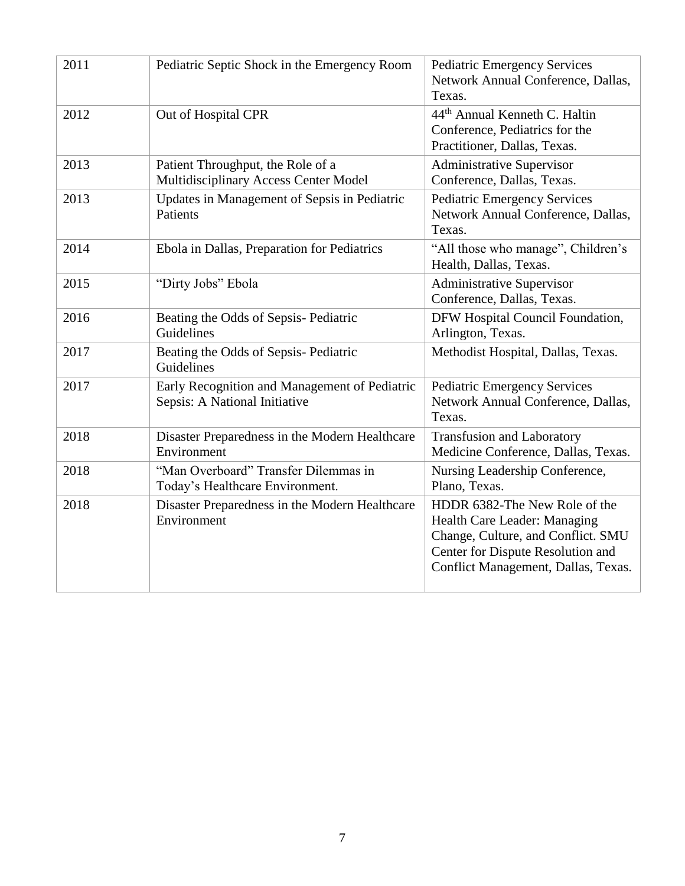| 2011 | Pediatric Septic Shock in the Emergency Room | Pediatric Emergency Services Network Annual Conference, Dallas, Texas. |
|---|---|---|
| 2012 | Out of Hospital CPR | 44th Annual Kenneth C. Haltin Conference, Pediatrics for the Practitioner, Dallas, Texas. |
| 2013 | Patient Throughput, the Role of a Multidisciplinary Access Center Model | Administrative Supervisor Conference, Dallas, Texas. |
| 2013 | Updates in Management of Sepsis in Pediatric Patients | Pediatric Emergency Services Network Annual Conference, Dallas, Texas. |
| 2014 | Ebola in Dallas, Preparation for Pediatrics | "All those who manage", Children's Health, Dallas, Texas. |
| 2015 | "Dirty Jobs" Ebola | Administrative Supervisor Conference, Dallas, Texas. |
| 2016 | Beating the Odds of Sepsis- Pediatric Guidelines | DFW Hospital Council Foundation, Arlington, Texas. |
| 2017 | Beating the Odds of Sepsis- Pediatric Guidelines | Methodist Hospital, Dallas, Texas. |
| 2017 | Early Recognition and Management of Pediatric Sepsis: A National Initiative | Pediatric Emergency Services Network Annual Conference, Dallas, Texas. |
| 2018 | Disaster Preparedness in the Modern Healthcare Environment | Transfusion and Laboratory Medicine Conference, Dallas, Texas. |
| 2018 | "Man Overboard" Transfer Dilemmas in Today's Healthcare Environment. | Nursing Leadership Conference, Plano, Texas. |
| 2018 | Disaster Preparedness in the Modern Healthcare Environment | HDDR 6382-The New Role of the Health Care Leader: Managing Change, Culture, and Conflict. SMU Center for Dispute Resolution and Conflict Management, Dallas, Texas. |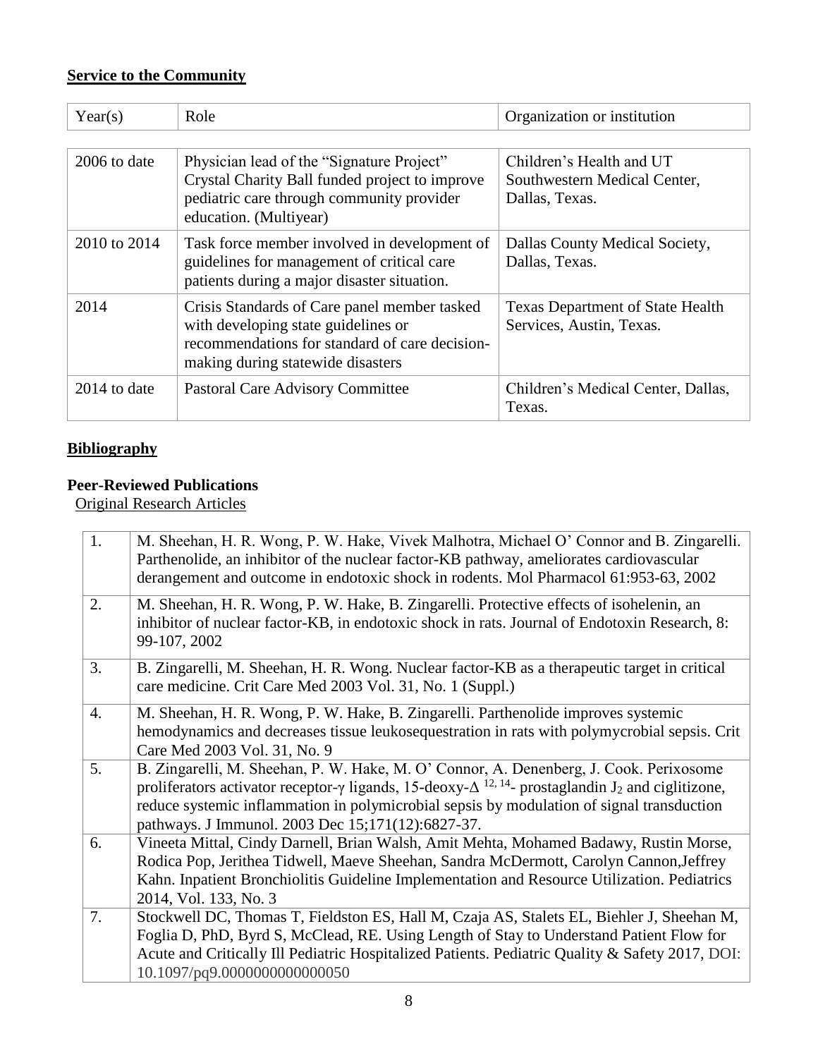**Service to the Community**

| Year(s) | Role | Organization or institution |
|---|---|---|
| 2006 to date | Physician lead of the "Signature Project" Crystal Charity Ball funded project to improve pediatric care through community provider education. (Multiyear) | Children's Health and UT Southwestern Medical Center, Dallas, Texas. |
| 2010 to 2014 | Task force member involved in development of guidelines for management of critical care patients during a major disaster situation. | Dallas County Medical Society, Dallas, Texas. |
| 2014 | Crisis Standards of Care panel member tasked with developing state guidelines or recommendations for standard of care decision-making during statewide disasters | Texas Department of State Health Services, Austin, Texas. |
| 2014 to date | Pastoral Care Advisory Committee | Children's Medical Center, Dallas, Texas. |

**Bibliography**

**Peer-Reviewed Publications**

Original Research Articles

| | |
|---|---|
| 1. | M. Sheehan, H. R. Wong, P. W. Hake, Vivek Malhotra, Michael O' Connor and B. Zingarelli. Parthenolide, an inhibitor of the nuclear factor-KB pathway, ameliorates cardiovascular derangement and outcome in endotoxic shock in rodents. Mol Pharmacol 61:953-63, 2002 |
| 2. | M. Sheehan, H. R. Wong, P. W. Hake, B. Zingarelli. Protective effects of isohelenin, an inhibitor of nuclear factor-KB, in endotoxic shock in rats. Journal of Endotoxin Research, 8: 99-107, 2002 |
| 3. | B. Zingarelli, M. Sheehan, H. R. Wong. Nuclear factor-KB as a therapeutic target in critical care medicine. Crit Care Med 2003 Vol. 31, No. 1 (Suppl.) |
| 4. | M. Sheehan, H. R. Wong, P. W. Hake, B. Zingarelli. Parthenolide improves systemic hemodynamics and decreases tissue leukosequestration in rats with polymycrobial sepsis. Crit Care Med 2003 Vol. 31, No. 9 |
| 5. | B. Zingarelli, M. Sheehan, P. W. Hake, M. O' Connor, A. Denenberg, J. Cook. Perixosome proliferators activator receptor-γ ligands, 15-deoxy-$\Delta^{12,14}$- prostaglandin $J_2$ and ciglitizone, reduce systemic inflammation in polymicrobial sepsis by modulation of signal transduction pathways. J Immunol. 2003 Dec 15;171(12):6827-37. |
| 6. | Vineeta Mittal, Cindy Darnell, Brian Walsh, Amit Mehta, Mohamed Badawy, Rustin Morse, Rodica Pop, Jerithea Tidwell, Maeve Sheehan, Sandra McDermott, Carolyn Cannon,Jeffrey Kahn. Inpatient Bronchiolitis Guideline Implementation and Resource Utilization. Pediatrics 2014, Vol. 133, No. 3 |
| 7. | Stockwell DC, Thomas T, Fieldston ES, Hall M, Czaja AS, Stalets EL, Biehler J, Sheehan M, Foglia D, PhD, Byrd S, McClead, RE. Using Length of Stay to Understand Patient Flow for Acute and Critically Ill Pediatric Hospitalized Patients. Pediatric Quality & Safety 2017, DOI: 10.1097/pq9.0000000000000050 |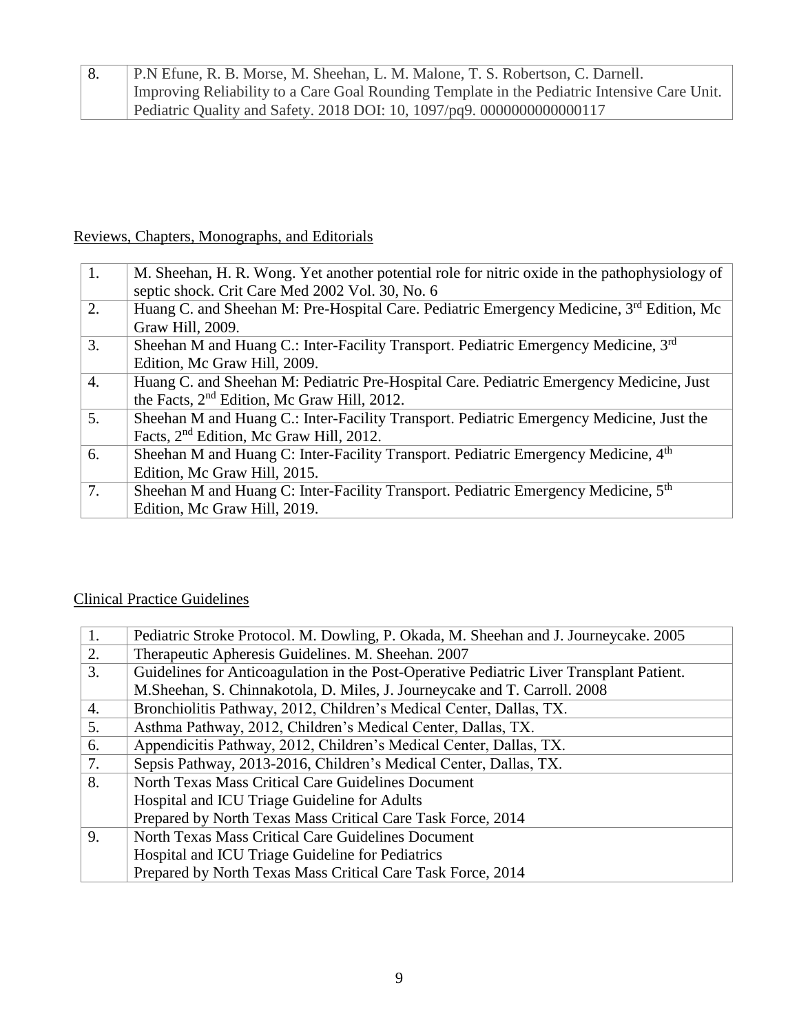| | |
|---|---|
| 8. | P.N Efune, R. B. Morse, M. Sheehan, L. M. Malone, T. S. Robertson, C. Darnell. Improving Reliability to a Care Goal Rounding Template in the Pediatric Intensive Care Unit. Pediatric Quality and Safety. 2018 DOI: 10, 1097/pq9. 0000000000000117 |

## Reviews, Chapters, Monographs, and Editorials

| | |
|---|---|
| 1. | M. Sheehan, H. R. Wong. Yet another potential role for nitric oxide in the pathophysiology of septic shock. Crit Care Med 2002 Vol. 30, No. 6 |
| 2. | Huang C. and Sheehan M: Pre-Hospital Care. Pediatric Emergency Medicine, 3rd Edition, Mc Graw Hill, 2009. |
| 3. | Sheehan M and Huang C.: Inter-Facility Transport. Pediatric Emergency Medicine, 3rd Edition, Mc Graw Hill, 2009. |
| 4. | Huang C. and Sheehan M: Pediatric Pre-Hospital Care. Pediatric Emergency Medicine, Just the Facts, 2nd Edition, Mc Graw Hill, 2012. |
| 5. | Sheehan M and Huang C.: Inter-Facility Transport. Pediatric Emergency Medicine, Just the Facts, 2nd Edition, Mc Graw Hill, 2012. |
| 6. | Sheehan M and Huang C: Inter-Facility Transport. Pediatric Emergency Medicine, 4th Edition, Mc Graw Hill, 2015. |
| 7. | Sheehan M and Huang C: Inter-Facility Transport. Pediatric Emergency Medicine, 5th Edition, Mc Graw Hill, 2019. |

## Clinical Practice Guidelines

| | |
|---|---|
| 1. | Pediatric Stroke Protocol. M. Dowling, P. Okada, M. Sheehan and J. Journeycake. 2005 |
| 2. | Therapeutic Apheresis Guidelines. M. Sheehan. 2007 |
| 3. | Guidelines for Anticoagulation in the Post-Operative Pediatric Liver Transplant Patient. M.Sheehan, S. Chinnakotola, D. Miles, J. Journeycake and T. Carroll. 2008 |
| 4. | Bronchiolitis Pathway, 2012, Children's Medical Center, Dallas, TX. |
| 5. | Asthma Pathway, 2012, Children's Medical Center, Dallas, TX. |
| 6. | Appendicitis Pathway, 2012, Children's Medical Center, Dallas, TX. |
| 7. | Sepsis Pathway, 2013-2016, Children's Medical Center, Dallas, TX. |
| 8. | North Texas Mass Critical Care Guidelines Document<br>Hospital and ICU Triage Guideline for Adults<br>Prepared by North Texas Mass Critical Care Task Force, 2014 |
| 9. | North Texas Mass Critical Care Guidelines Document<br>Hospital and ICU Triage Guideline for Pediatrics<br>Prepared by North Texas Mass Critical Care Task Force, 2014 |